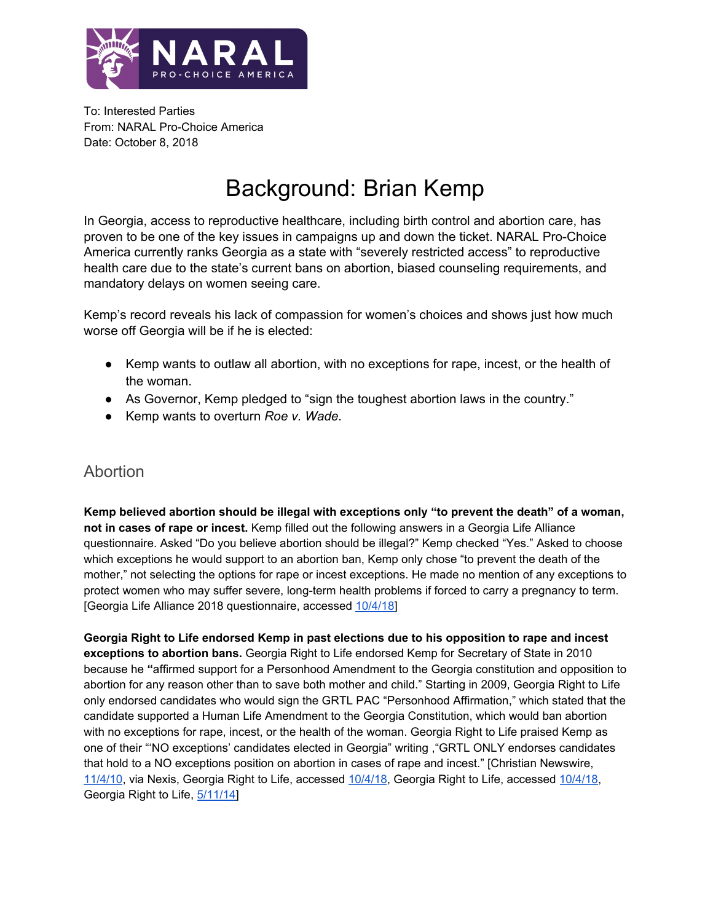NARAL PRO-CHOICE AMERICA

To: Interested Parties
From: NARAL Pro-Choice America
Date: October 8, 2018

# Background: Brian Kemp

In Georgia, access to reproductive healthcare, including birth control and abortion care, has proven to be one of the key issues in campaigns up and down the ticket. NARAL Pro-Choice America currently ranks Georgia as a state with "severely restricted access" to reproductive health care due to the state's current bans on abortion, biased counseling requirements, and mandatory delays on women seeing care.

Kemp's record reveals his lack of compassion for women's choices and shows just how much worse off Georgia will be if he is elected:

- Kemp wants to outlaw all abortion, with no exceptions for rape, incest, or the health of the woman.
- As Governor, Kemp pledged to "sign the toughest abortion laws in the country."
- Kemp wants to overturn *Roe v. Wade*.

## Abortion

**Kemp believed abortion should be illegal with exceptions only "to prevent the death" of a woman, not in cases of rape or incest.** Kemp filled out the following answers in a Georgia Life Alliance questionnaire. Asked "Do you believe abortion should be illegal?" Kemp checked "Yes." Asked to choose which exceptions he would support to an abortion ban, Kemp only chose "to prevent the death of the mother," not selecting the options for rape or incest exceptions. He made no mention of any exceptions to protect women who may suffer severe, long-term health problems if forced to carry a pregnancy to term. [Georgia Life Alliance 2018 questionnaire, accessed 10/4/18]

**Georgia Right to Life endorsed Kemp in past elections due to his opposition to rape and incest exceptions to abortion bans.** Georgia Right to Life endorsed Kemp for Secretary of State in 2010 because he **"**affirmed support for a Personhood Amendment to the Georgia constitution and opposition to abortion for any reason other than to save both mother and child." Starting in 2009, Georgia Right to Life only endorsed candidates who would sign the GRTL PAC "Personhood Affirmation," which stated that the candidate supported a Human Life Amendment to the Georgia Constitution, which would ban abortion with no exceptions for rape, incest, or the health of the woman. Georgia Right to Life praised Kemp as one of their "'NO exceptions' candidates elected in Georgia" writing ,"GRTL ONLY endorses candidates that hold to a NO exceptions position on abortion in cases of rape and incest." [Christian Newswire, 11/4/10, via Nexis, Georgia Right to Life, accessed 10/4/18, Georgia Right to Life, accessed 10/4/18, Georgia Right to Life, 5/11/14]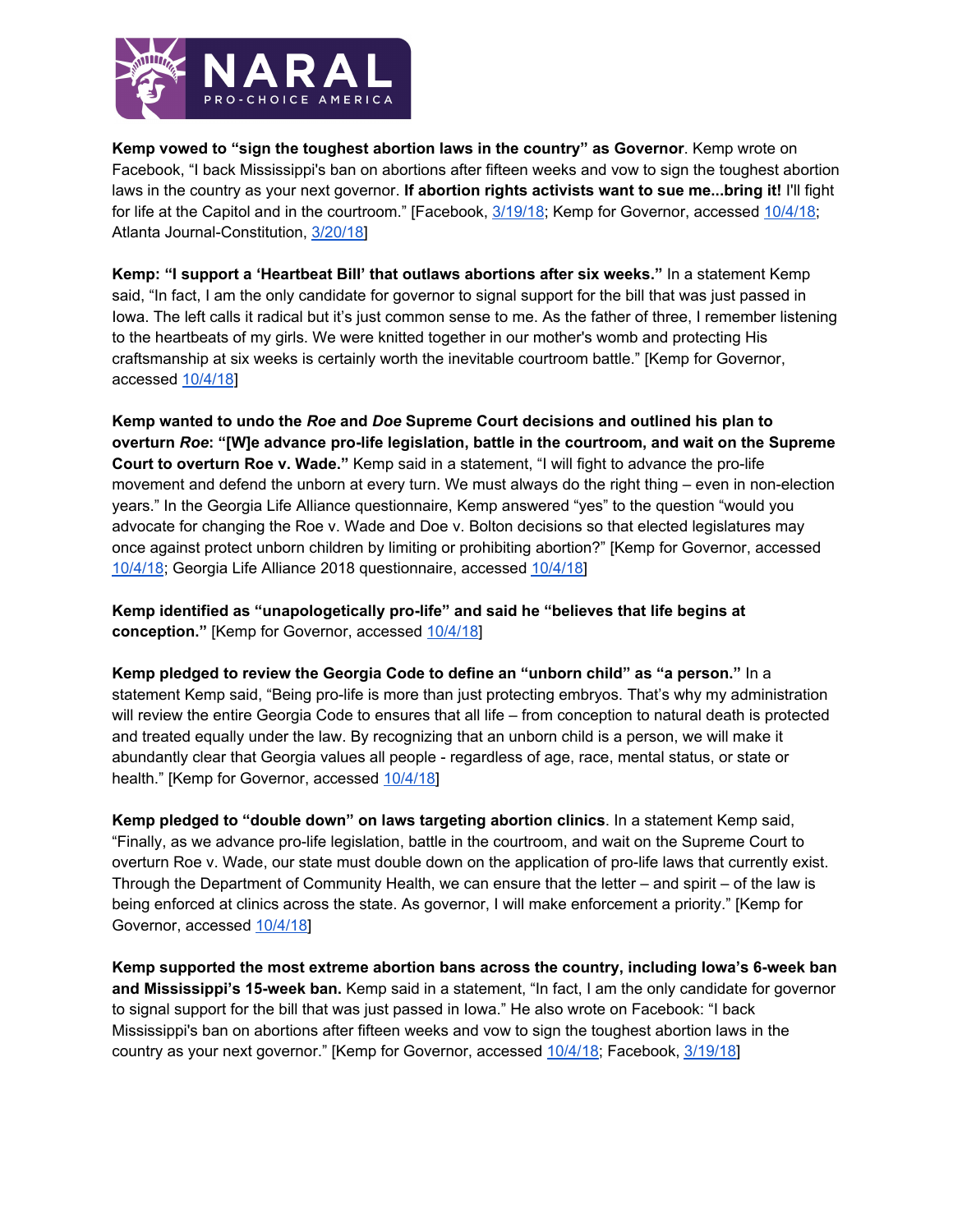**Kemp vowed to "sign the toughest abortion laws in the country" as Governor**. Kemp wrote on Facebook, "I back Mississippi's ban on abortions after fifteen weeks and vow to sign the toughest abortion laws in the country as your next governor. **If abortion rights activists want to sue me...bring it!** I'll fight for life at the Capitol and in the courtroom." [Facebook, 3/19/18; Kemp for Governor, accessed 10/4/18; Atlanta Journal-Constitution, 3/20/18]

**Kemp: "I support a 'Heartbeat Bill' that outlaws abortions after six weeks."** In a statement Kemp said, "In fact, I am the only candidate for governor to signal support for the bill that was just passed in Iowa. The left calls it radical but it's just common sense to me. As the father of three, I remember listening to the heartbeats of my girls. We were knitted together in our mother's womb and protecting His craftsmanship at six weeks is certainly worth the inevitable courtroom battle." [Kemp for Governor, accessed 10/4/18]

**Kemp wanted to undo the *Roe* and *Doe* Supreme Court decisions and outlined his plan to overturn *Roe*: "[W]e advance pro-life legislation, battle in the courtroom, and wait on the Supreme Court to overturn Roe v. Wade."** Kemp said in a statement, "I will fight to advance the pro-life movement and defend the unborn at every turn. We must always do the right thing – even in non-election years." In the Georgia Life Alliance questionnaire, Kemp answered "yes" to the question "would you advocate for changing the Roe v. Wade and Doe v. Bolton decisions so that elected legislatures may once against protect unborn children by limiting or prohibiting abortion?" [Kemp for Governor, accessed 10/4/18; Georgia Life Alliance 2018 questionnaire, accessed 10/4/18]

**Kemp identified as "unapologetically pro-life" and said he "believes that life begins at conception."** [Kemp for Governor, accessed 10/4/18]

**Kemp pledged to review the Georgia Code to define an "unborn child" as "a person."** In a statement Kemp said, "Being pro-life is more than just protecting embryos. That's why my administration will review the entire Georgia Code to ensures that all life – from conception to natural death is protected and treated equally under the law. By recognizing that an unborn child is a person, we will make it abundantly clear that Georgia values all people - regardless of age, race, mental status, or state or health." [Kemp for Governor, accessed 10/4/18]

**Kemp pledged to "double down" on laws targeting abortion clinics**. In a statement Kemp said, "Finally, as we advance pro-life legislation, battle in the courtroom, and wait on the Supreme Court to overturn Roe v. Wade, our state must double down on the application of pro-life laws that currently exist. Through the Department of Community Health, we can ensure that the letter – and spirit – of the law is being enforced at clinics across the state. As governor, I will make enforcement a priority." [Kemp for Governor, accessed 10/4/18]

**Kemp supported the most extreme abortion bans across the country, including Iowa's 6-week ban and Mississippi's 15-week ban.** Kemp said in a statement, "In fact, I am the only candidate for governor to signal support for the bill that was just passed in Iowa." He also wrote on Facebook: "I back Mississippi's ban on abortions after fifteen weeks and vow to sign the toughest abortion laws in the country as your next governor." [Kemp for Governor, accessed 10/4/18; Facebook, 3/19/18]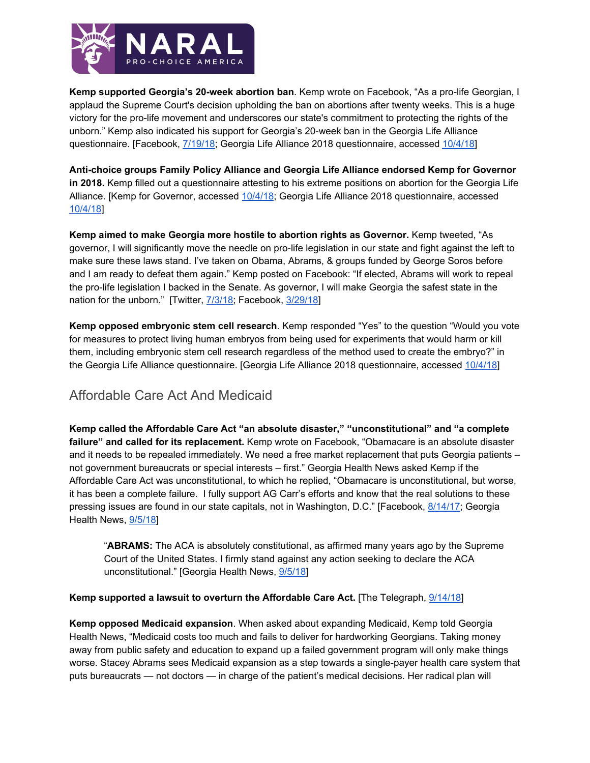**Kemp supported Georgia's 20-week abortion ban**. Kemp wrote on Facebook, "As a pro-life Georgian, I applaud the Supreme Court's decision upholding the ban on abortions after twenty weeks. This is a huge victory for the pro-life movement and underscores our state's commitment to protecting the rights of the unborn." Kemp also indicated his support for Georgia's 20-week ban in the Georgia Life Alliance questionnaire. [Facebook, 7/19/18; Georgia Life Alliance 2018 questionnaire, accessed 10/4/18]

**Anti-choice groups Family Policy Alliance and Georgia Life Alliance endorsed Kemp for Governor in 2018.** Kemp filled out a questionnaire attesting to his extreme positions on abortion for the Georgia Life Alliance. [Kemp for Governor, accessed 10/4/18; Georgia Life Alliance 2018 questionnaire, accessed 10/4/18]

**Kemp aimed to make Georgia more hostile to abortion rights as Governor.** Kemp tweeted, "As governor, I will significantly move the needle on pro-life legislation in our state and fight against the left to make sure these laws stand. I've taken on Obama, Abrams, & groups funded by George Soros before and I am ready to defeat them again." Kemp posted on Facebook: "If elected, Abrams will work to repeal the pro-life legislation I backed in the Senate. As governor, I will make Georgia the safest state in the nation for the unborn." [Twitter, 7/3/18; Facebook, 3/29/18]

**Kemp opposed embryonic stem cell research**. Kemp responded "Yes" to the question "Would you vote for measures to protect living human embryos from being used for experiments that would harm or kill them, including embryonic stem cell research regardless of the method used to create the embryo?" in the Georgia Life Alliance questionnaire. [Georgia Life Alliance 2018 questionnaire, accessed 10/4/18]

## Affordable Care Act And Medicaid

**Kemp called the Affordable Care Act "an absolute disaster," "unconstitutional" and "a complete failure" and called for its replacement.** Kemp wrote on Facebook, "Obamacare is an absolute disaster and it needs to be repealed immediately. We need a free market replacement that puts Georgia patients – not government bureaucrats or special interests – first." Georgia Health News asked Kemp if the Affordable Care Act was unconstitutional, to which he replied, "Obamacare is unconstitutional, but worse, it has been a complete failure. I fully support AG Carr's efforts and know that the real solutions to these pressing issues are found in our state capitals, not in Washington, D.C." [Facebook, 8/14/17; Georgia Health News, 9/5/18]

> "**ABRAMS:** The ACA is absolutely constitutional, as affirmed many years ago by the Supreme Court of the United States. I firmly stand against any action seeking to declare the ACA unconstitutional." [Georgia Health News, 9/5/18]

**Kemp supported a lawsuit to overturn the Affordable Care Act.** [The Telegraph, 9/14/18]

**Kemp opposed Medicaid expansion**. When asked about expanding Medicaid, Kemp told Georgia Health News, "Medicaid costs too much and fails to deliver for hardworking Georgians. Taking money away from public safety and education to expand up a failed government program will only make things worse. Stacey Abrams sees Medicaid expansion as a step towards a single-payer health care system that puts bureaucrats — not doctors — in charge of the patient's medical decisions. Her radical plan will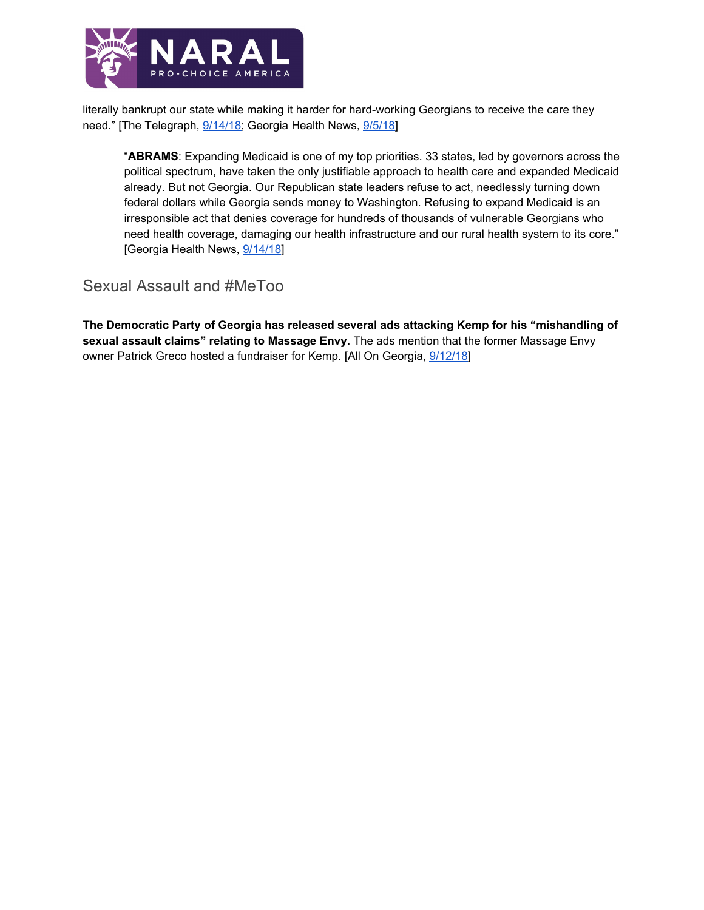literally bankrupt our state while making it harder for hard-working Georgians to receive the care they need." [The Telegraph, 9/14/18; Georgia Health News, 9/5/18]

> "**ABRAMS**: Expanding Medicaid is one of my top priorities. 33 states, led by governors across the political spectrum, have taken the only justifiable approach to health care and expanded Medicaid already. But not Georgia. Our Republican state leaders refuse to act, needlessly turning down federal dollars while Georgia sends money to Washington. Refusing to expand Medicaid is an irresponsible act that denies coverage for hundreds of thousands of vulnerable Georgians who need health coverage, damaging our health infrastructure and our rural health system to its core." [Georgia Health News, 9/14/18]

## Sexual Assault and #MeToo

**The Democratic Party of Georgia has released several ads attacking Kemp for his "mishandling of sexual assault claims" relating to Massage Envy.** The ads mention that the former Massage Envy owner Patrick Greco hosted a fundraiser for Kemp. [All On Georgia, 9/12/18]